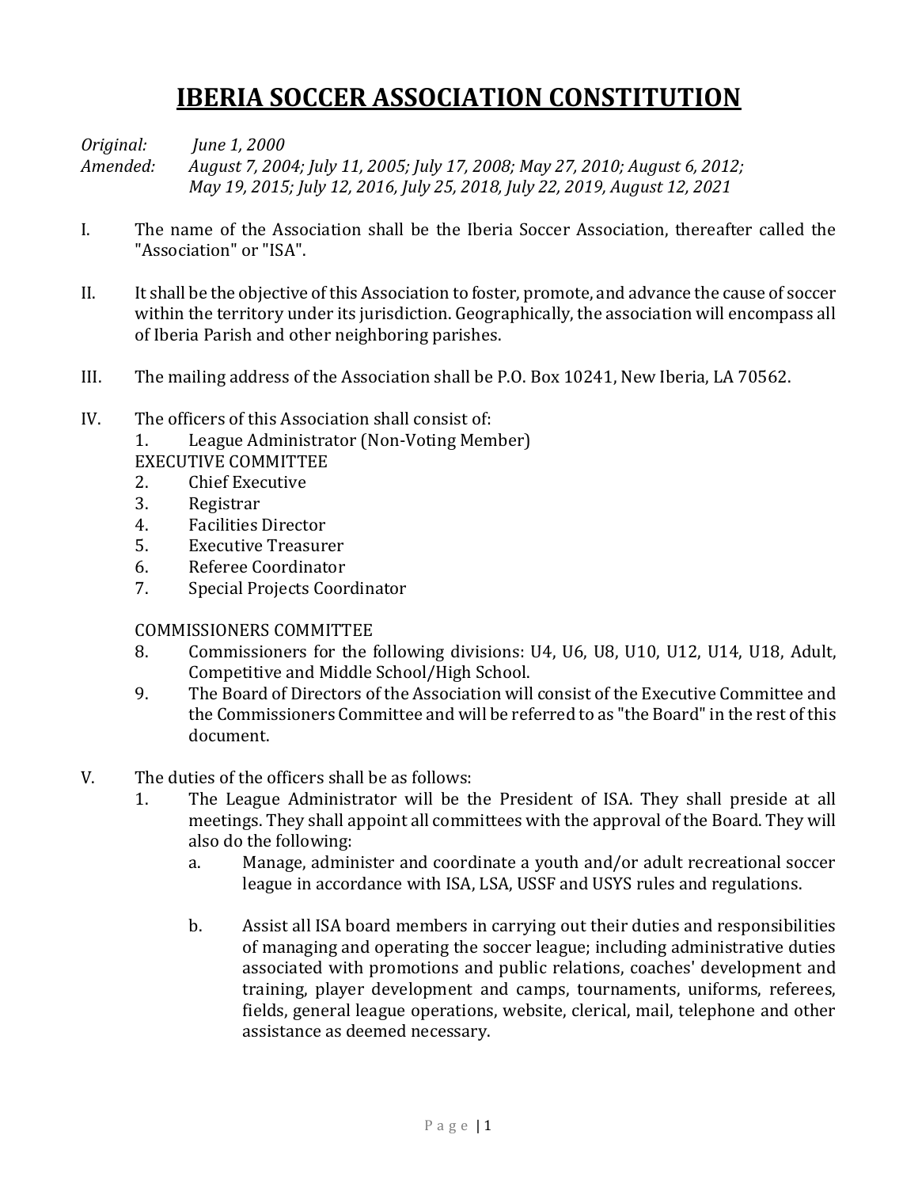# IBERIA SOCCER ASSOCIATION CONSTITUTION

*Original: June 1, 2000*
*Amended: August 7, 2004; July 11, 2005; July 17, 2008; May 27, 2010; August 6, 2012; May 19, 2015; July 12, 2016, July 25, 2018, July 22, 2019, August 12, 2021*

I. The name of the Association shall be the Iberia Soccer Association, thereafter called the "Association" or "ISA".

II. It shall be the objective of this Association to foster, promote, and advance the cause of soccer within the territory under its jurisdiction. Geographically, the association will encompass all of Iberia Parish and other neighboring parishes.

III. The mailing address of the Association shall be P.O. Box 10241, New Iberia, LA 70562.

IV. The officers of this Association shall consist of:

1. League Administrator (Non-Voting Member)

EXECUTIVE COMMITTEE

2. Chief Executive
3. Registrar
4. Facilities Director
5. Executive Treasurer
6. Referee Coordinator
7. Special Projects Coordinator

COMMISSIONERS COMMITTEE

8. Commissioners for the following divisions: U4, U6, U8, U10, U12, U14, U18, Adult, Competitive and Middle School/High School.
9. The Board of Directors of the Association will consist of the Executive Committee and the Commissioners Committee and will be referred to as "the Board" in the rest of this document.

V. The duties of the officers shall be as follows:

1. The League Administrator will be the President of ISA. They shall preside at all meetings. They shall appoint all committees with the approval of the Board. They will also do the following:
   a. Manage, administer and coordinate a youth and/or adult recreational soccer league in accordance with ISA, LSA, USSF and USYS rules and regulations.
   b. Assist all ISA board members in carrying out their duties and responsibilities of managing and operating the soccer league; including administrative duties associated with promotions and public relations, coaches' development and training, player development and camps, tournaments, uniforms, referees, fields, general league operations, website, clerical, mail, telephone and other assistance as deemed necessary.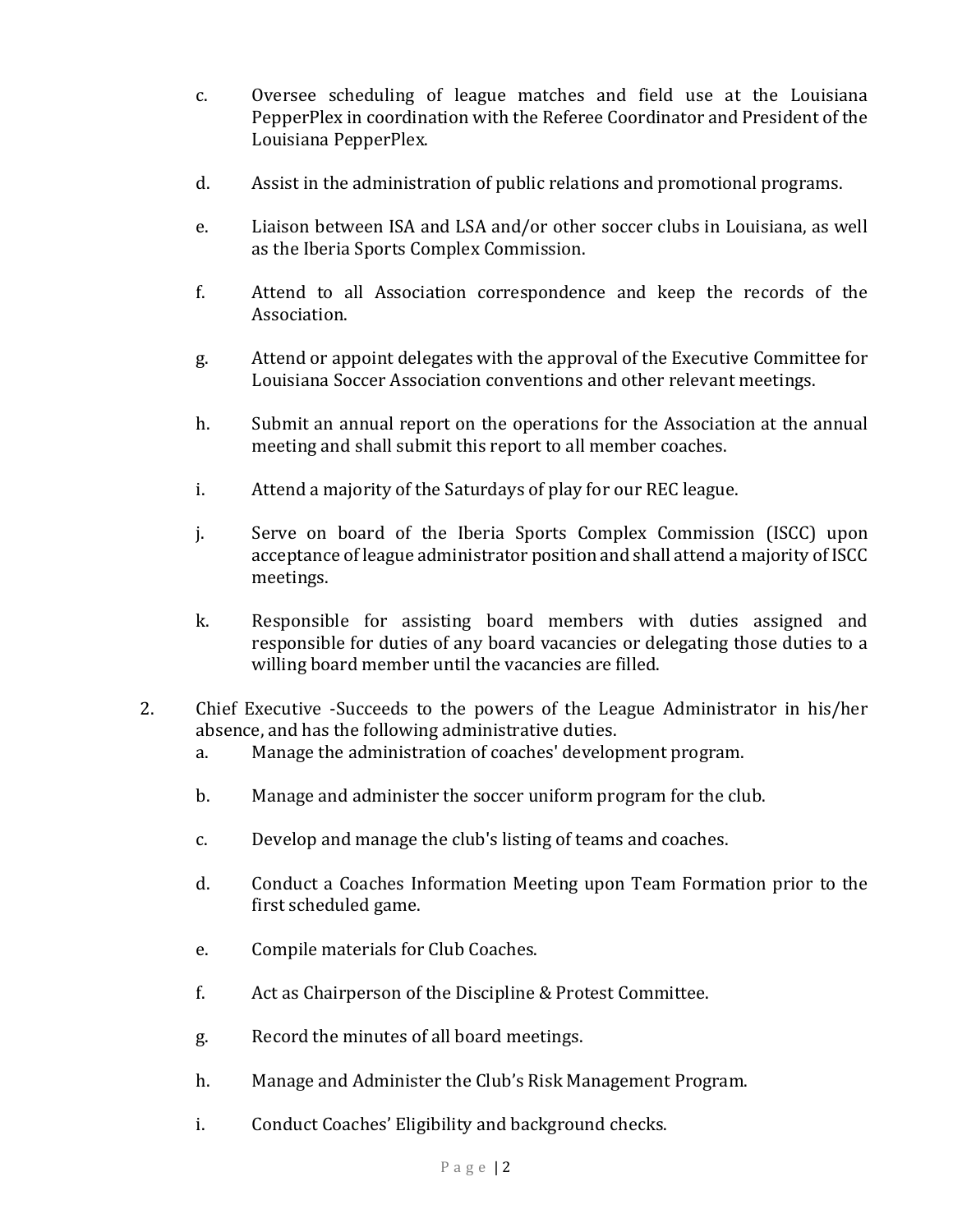c. Oversee scheduling of league matches and field use at the Louisiana PepperPlex in coordination with the Referee Coordinator and President of the Louisiana PepperPlex.

d. Assist in the administration of public relations and promotional programs.

e. Liaison between ISA and LSA and/or other soccer clubs in Louisiana, as well as the Iberia Sports Complex Commission.

f. Attend to all Association correspondence and keep the records of the Association.

g. Attend or appoint delegates with the approval of the Executive Committee for Louisiana Soccer Association conventions and other relevant meetings.

h. Submit an annual report on the operations for the Association at the annual meeting and shall submit this report to all member coaches.

i. Attend a majority of the Saturdays of play for our REC league.

j. Serve on board of the Iberia Sports Complex Commission (ISCC) upon acceptance of league administrator position and shall attend a majority of ISCC meetings.

k. Responsible for assisting board members with duties assigned and responsible for duties of any board vacancies or delegating those duties to a willing board member until the vacancies are filled.

2. Chief Executive -Succeeds to the powers of the League Administrator in his/her absence, and has the following administrative duties.

   a. Manage the administration of coaches' development program.

   b. Manage and administer the soccer uniform program for the club.

   c. Develop and manage the club's listing of teams and coaches.

   d. Conduct a Coaches Information Meeting upon Team Formation prior to the first scheduled game.

   e. Compile materials for Club Coaches.

   f. Act as Chairperson of the Discipline & Protest Committee.

   g. Record the minutes of all board meetings.

   h. Manage and Administer the Club's Risk Management Program.

   i. Conduct Coaches' Eligibility and background checks.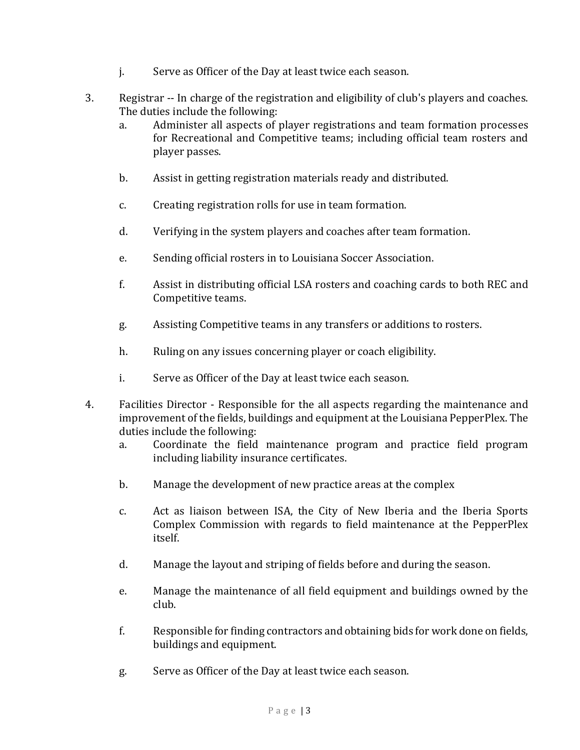j. Serve as Officer of the Day at least twice each season.

3. Registrar -- In charge of the registration and eligibility of club's players and coaches. The duties include the following:
    a. Administer all aspects of player registrations and team formation processes for Recreational and Competitive teams; including official team rosters and player passes.

    b. Assist in getting registration materials ready and distributed.

    c. Creating registration rolls for use in team formation.

    d. Verifying in the system players and coaches after team formation.

    e. Sending official rosters in to Louisiana Soccer Association.

    f. Assist in distributing official LSA rosters and coaching cards to both REC and Competitive teams.

    g. Assisting Competitive teams in any transfers or additions to rosters.

    h. Ruling on any issues concerning player or coach eligibility.

    i. Serve as Officer of the Day at least twice each season.

4. Facilities Director - Responsible for the all aspects regarding the maintenance and improvement of the fields, buildings and equipment at the Louisiana PepperPlex. The duties include the following:
    a. Coordinate the field maintenance program and practice field program including liability insurance certificates.

    b. Manage the development of new practice areas at the complex

    c. Act as liaison between ISA, the City of New Iberia and the Iberia Sports Complex Commission with regards to field maintenance at the PepperPlex itself.

    d. Manage the layout and striping of fields before and during the season.

    e. Manage the maintenance of all field equipment and buildings owned by the club.

    f. Responsible for finding contractors and obtaining bids for work done on fields, buildings and equipment.

    g. Serve as Officer of the Day at least twice each season.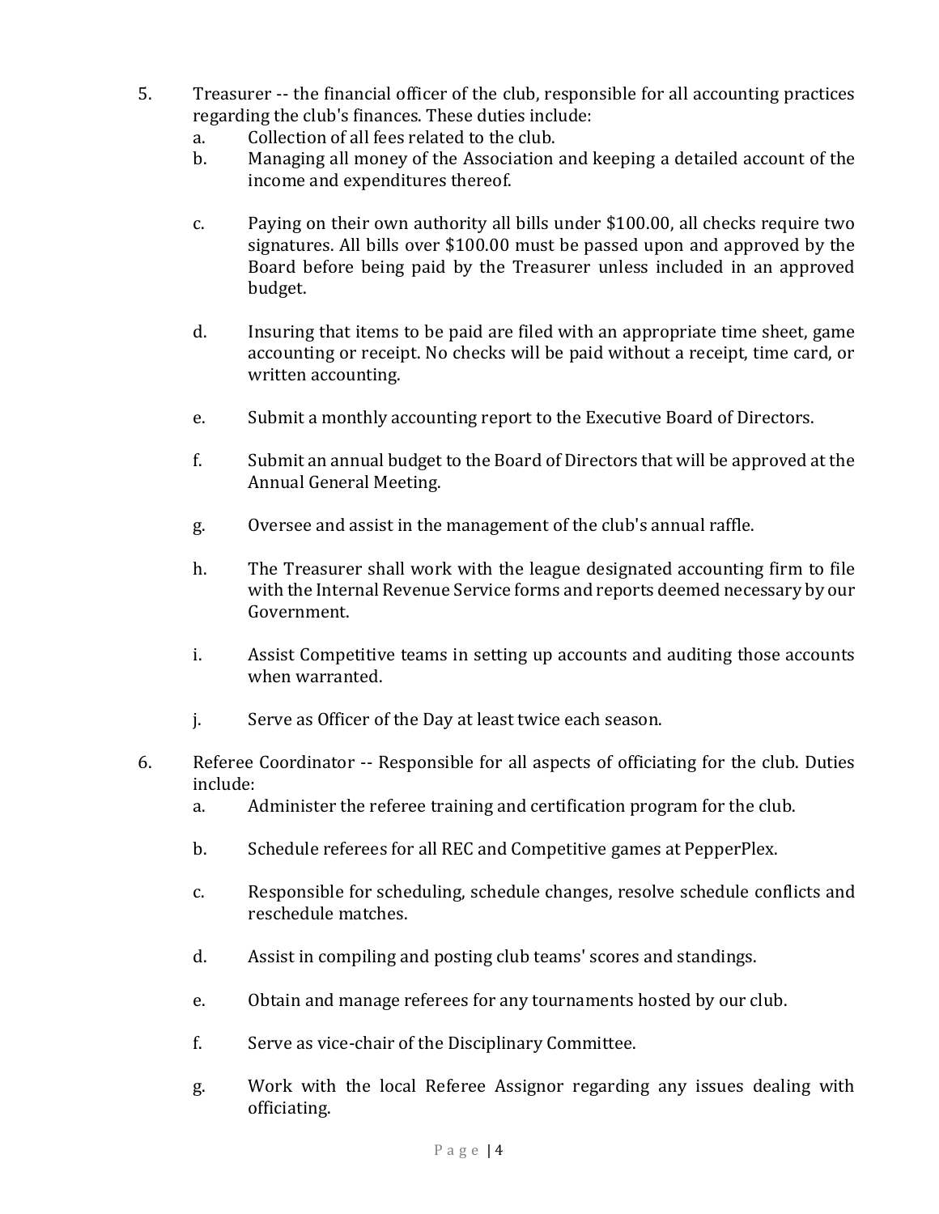5. Treasurer -- the financial officer of the club, responsible for all accounting practices regarding the club's finances. These duties include:
   a. Collection of all fees related to the club.
   b. Managing all money of the Association and keeping a detailed account of the income and expenditures thereof.

   c. Paying on their own authority all bills under $100.00, all checks require two signatures. All bills over $100.00 must be passed upon and approved by the Board before being paid by the Treasurer unless included in an approved budget.

   d. Insuring that items to be paid are filed with an appropriate time sheet, game accounting or receipt. No checks will be paid without a receipt, time card, or written accounting.

   e. Submit a monthly accounting report to the Executive Board of Directors.

   f. Submit an annual budget to the Board of Directors that will be approved at the Annual General Meeting.

   g. Oversee and assist in the management of the club's annual raffle.

   h. The Treasurer shall work with the league designated accounting firm to file with the Internal Revenue Service forms and reports deemed necessary by our Government.

   i. Assist Competitive teams in setting up accounts and auditing those accounts when warranted.

   j. Serve as Officer of the Day at least twice each season.

6. Referee Coordinator -- Responsible for all aspects of officiating for the club. Duties include:
   a. Administer the referee training and certification program for the club.

   b. Schedule referees for all REC and Competitive games at PepperPlex.

   c. Responsible for scheduling, schedule changes, resolve schedule conflicts and reschedule matches.

   d. Assist in compiling and posting club teams' scores and standings.

   e. Obtain and manage referees for any tournaments hosted by our club.

   f. Serve as vice-chair of the Disciplinary Committee.

   g. Work with the local Referee Assignor regarding any issues dealing with officiating.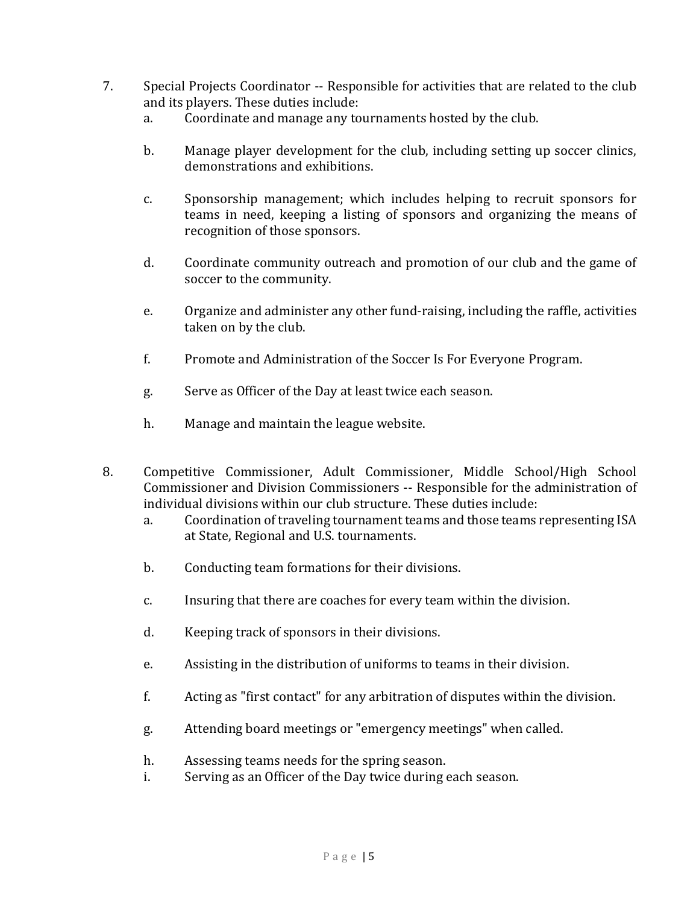7. Special Projects Coordinator -- Responsible for activities that are related to the club and its players. These duties include:
   a. Coordinate and manage any tournaments hosted by the club.

   b. Manage player development for the club, including setting up soccer clinics, demonstrations and exhibitions.

   c. Sponsorship management; which includes helping to recruit sponsors for teams in need, keeping a listing of sponsors and organizing the means of recognition of those sponsors.

   d. Coordinate community outreach and promotion of our club and the game of soccer to the community.

   e. Organize and administer any other fund-raising, including the raffle, activities taken on by the club.

   f. Promote and Administration of the Soccer Is For Everyone Program.

   g. Serve as Officer of the Day at least twice each season.

   h. Manage and maintain the league website.

8. Competitive Commissioner, Adult Commissioner, Middle School/High School Commissioner and Division Commissioners -- Responsible for the administration of individual divisions within our club structure. These duties include:
   a. Coordination of traveling tournament teams and those teams representing ISA at State, Regional and U.S. tournaments.

   b. Conducting team formations for their divisions.

   c. Insuring that there are coaches for every team within the division.

   d. Keeping track of sponsors in their divisions.

   e. Assisting in the distribution of uniforms to teams in their division.

   f. Acting as "first contact" for any arbitration of disputes within the division.

   g. Attending board meetings or "emergency meetings" when called.

   h. Assessing teams needs for the spring season.
   i. Serving as an Officer of the Day twice during each season.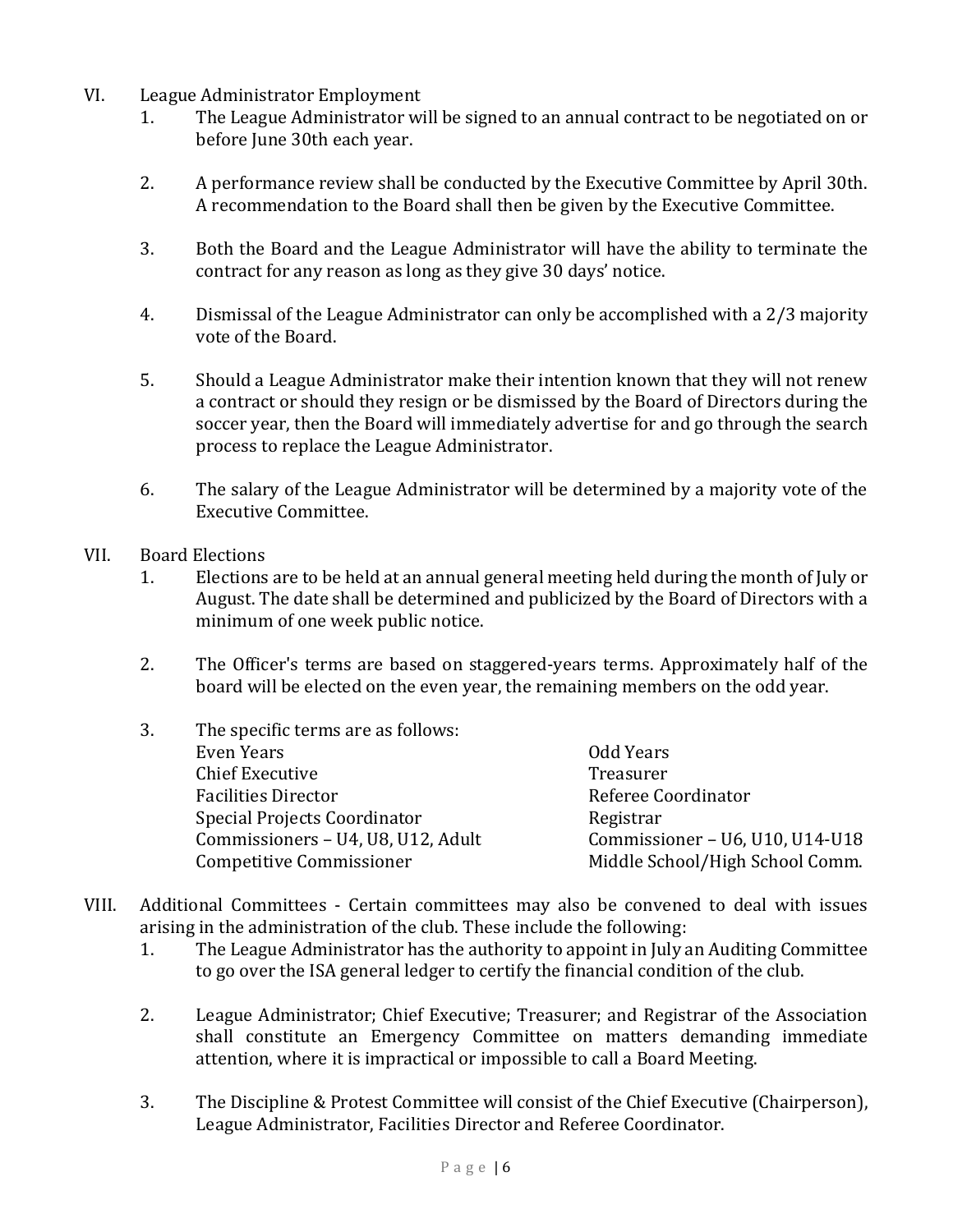VI. League Administrator Employment

1. The League Administrator will be signed to an annual contract to be negotiated on or before June 30th each year.

2. A performance review shall be conducted by the Executive Committee by April 30th. A recommendation to the Board shall then be given by the Executive Committee.

3. Both the Board and the League Administrator will have the ability to terminate the contract for any reason as long as they give 30 days' notice.

4. Dismissal of the League Administrator can only be accomplished with a 2/3 majority vote of the Board.

5. Should a League Administrator make their intention known that they will not renew a contract or should they resign or be dismissed by the Board of Directors during the soccer year, then the Board will immediately advertise for and go through the search process to replace the League Administrator.

6. The salary of the League Administrator will be determined by a majority vote of the Executive Committee.

VII. Board Elections

1. Elections are to be held at an annual general meeting held during the month of July or August. The date shall be determined and publicized by the Board of Directors with a minimum of one week public notice.

2. The Officer's terms are based on staggered-years terms. Approximately half of the board will be elected on the even year, the remaining members on the odd year.

3. The specific terms are as follows:

| Even Years | Odd Years |
|---|---|
| Chief Executive | Treasurer |
| Facilities Director | Referee Coordinator |
| Special Projects Coordinator | Registrar |
| Commissioners – U4, U8, U12, Adult | Commissioner – U6, U10, U14-U18 |
| Competitive Commissioner | Middle School/High School Comm. |

VIII. Additional Committees - Certain committees may also be convened to deal with issues arising in the administration of the club. These include the following:

1. The League Administrator has the authority to appoint in July an Auditing Committee to go over the ISA general ledger to certify the financial condition of the club.

2. League Administrator; Chief Executive; Treasurer; and Registrar of the Association shall constitute an Emergency Committee on matters demanding immediate attention, where it is impractical or impossible to call a Board Meeting.

3. The Discipline & Protest Committee will consist of the Chief Executive (Chairperson), League Administrator, Facilities Director and Referee Coordinator.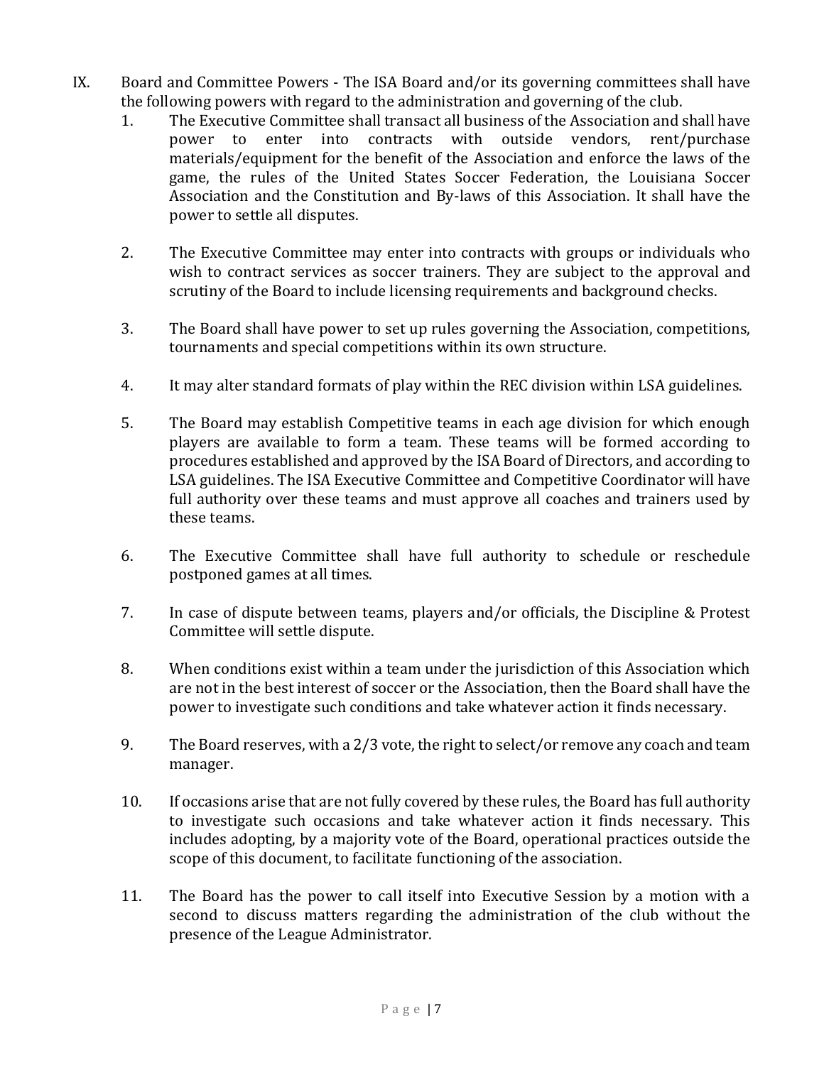IX. Board and Committee Powers - The ISA Board and/or its governing committees shall have the following powers with regard to the administration and governing of the club.

1. The Executive Committee shall transact all business of the Association and shall have power to enter into contracts with outside vendors, rent/purchase materials/equipment for the benefit of the Association and enforce the laws of the game, the rules of the United States Soccer Federation, the Louisiana Soccer Association and the Constitution and By-laws of this Association. It shall have the power to settle all disputes.

2. The Executive Committee may enter into contracts with groups or individuals who wish to contract services as soccer trainers. They are subject to the approval and scrutiny of the Board to include licensing requirements and background checks.

3. The Board shall have power to set up rules governing the Association, competitions, tournaments and special competitions within its own structure.

4. It may alter standard formats of play within the REC division within LSA guidelines.

5. The Board may establish Competitive teams in each age division for which enough players are available to form a team. These teams will be formed according to procedures established and approved by the ISA Board of Directors, and according to LSA guidelines. The ISA Executive Committee and Competitive Coordinator will have full authority over these teams and must approve all coaches and trainers used by these teams.

6. The Executive Committee shall have full authority to schedule or reschedule postponed games at all times.

7. In case of dispute between teams, players and/or officials, the Discipline & Protest Committee will settle dispute.

8. When conditions exist within a team under the jurisdiction of this Association which are not in the best interest of soccer or the Association, then the Board shall have the power to investigate such conditions and take whatever action it finds necessary.

9. The Board reserves, with a 2/3 vote, the right to select/or remove any coach and team manager.

10. If occasions arise that are not fully covered by these rules, the Board has full authority to investigate such occasions and take whatever action it finds necessary. This includes adopting, by a majority vote of the Board, operational practices outside the scope of this document, to facilitate functioning of the association.

11. The Board has the power to call itself into Executive Session by a motion with a second to discuss matters regarding the administration of the club without the presence of the League Administrator.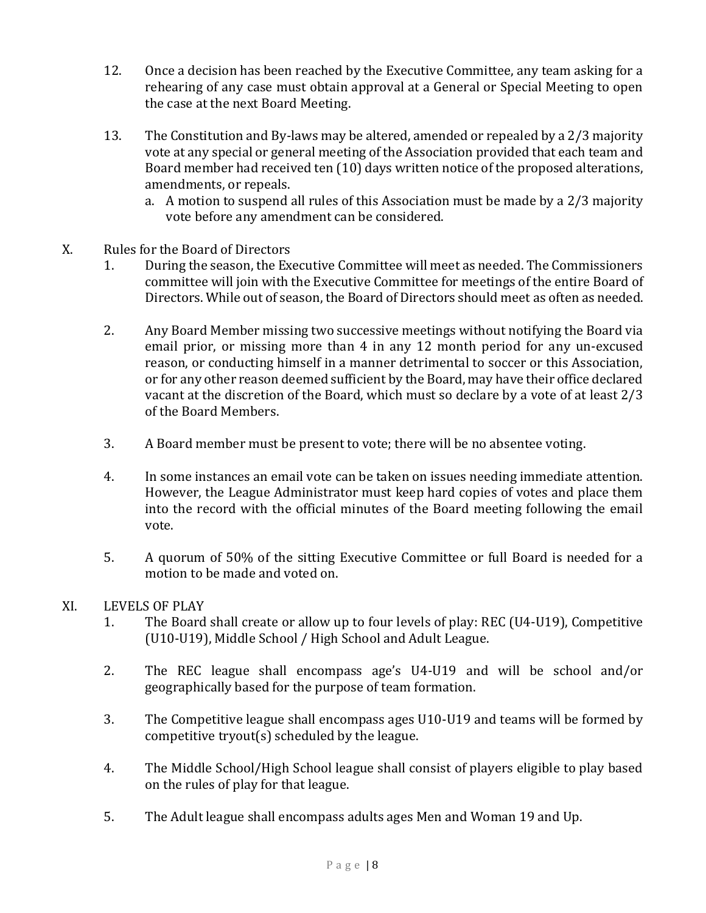12. Once a decision has been reached by the Executive Committee, any team asking for a rehearing of any case must obtain approval at a General or Special Meeting to open the case at the next Board Meeting.

13. The Constitution and By-laws may be altered, amended or repealed by a 2/3 majority vote at any special or general meeting of the Association provided that each team and Board member had received ten (10) days written notice of the proposed alterations, amendments, or repeals.
    a. A motion to suspend all rules of this Association must be made by a 2/3 majority vote before any amendment can be considered.

## X. Rules for the Board of Directors

1. During the season, the Executive Committee will meet as needed. The Commissioners committee will join with the Executive Committee for meetings of the entire Board of Directors. While out of season, the Board of Directors should meet as often as needed.

2. Any Board Member missing two successive meetings without notifying the Board via email prior, or missing more than 4 in any 12 month period for any un-excused reason, or conducting himself in a manner detrimental to soccer or this Association, or for any other reason deemed sufficient by the Board, may have their office declared vacant at the discretion of the Board, which must so declare by a vote of at least 2/3 of the Board Members.

3. A Board member must be present to vote; there will be no absentee voting.

4. In some instances an email vote can be taken on issues needing immediate attention. However, the League Administrator must keep hard copies of votes and place them into the record with the official minutes of the Board meeting following the email vote.

5. A quorum of 50% of the sitting Executive Committee or full Board is needed for a motion to be made and voted on.

## XI. LEVELS OF PLAY

1. The Board shall create or allow up to four levels of play: REC (U4-U19), Competitive (U10-U19), Middle School / High School and Adult League.

2. The REC league shall encompass age's U4-U19 and will be school and/or geographically based for the purpose of team formation.

3. The Competitive league shall encompass ages U10-U19 and teams will be formed by competitive tryout(s) scheduled by the league.

4. The Middle School/High School league shall consist of players eligible to play based on the rules of play for that league.

5. The Adult league shall encompass adults ages Men and Woman 19 and Up.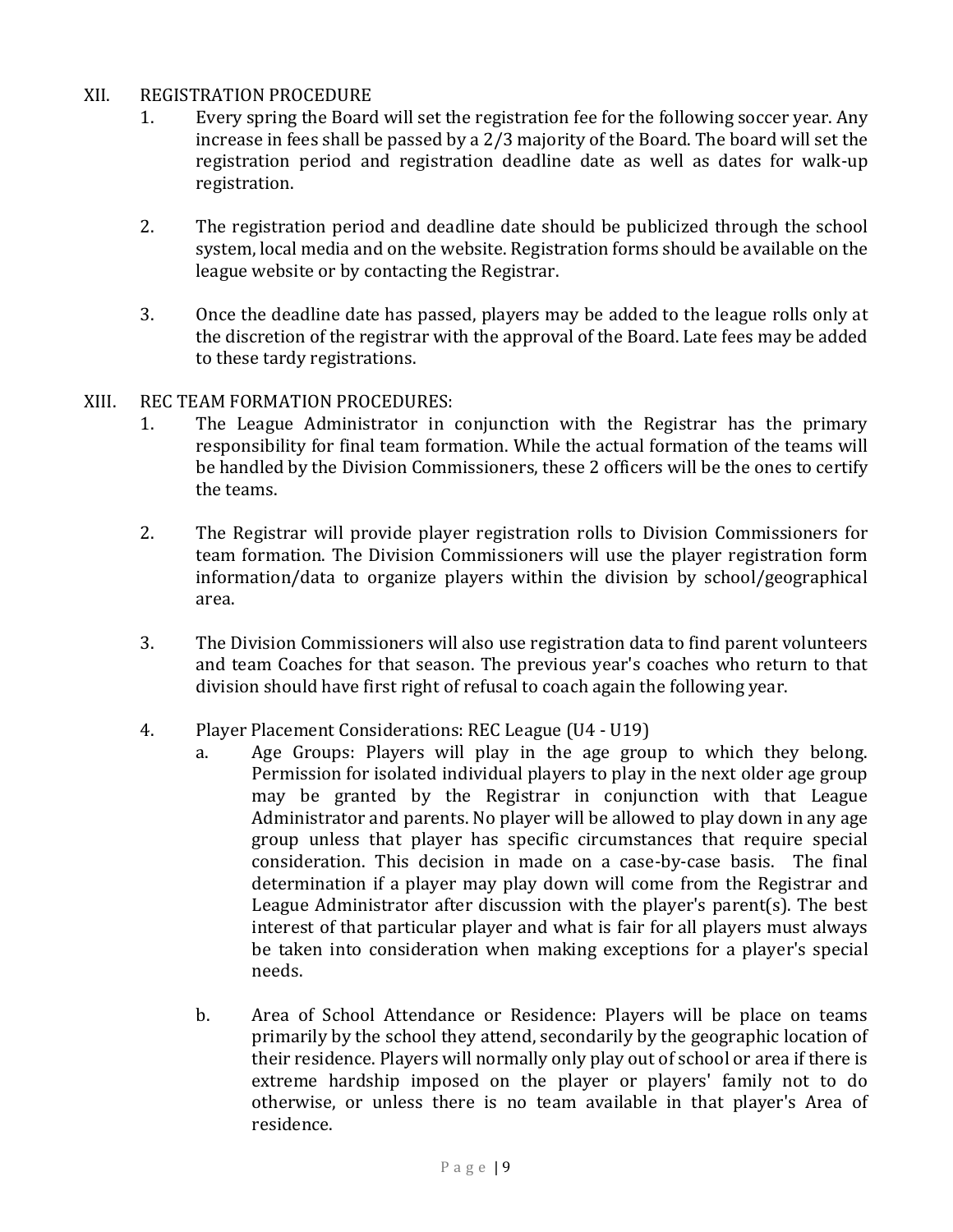XII. REGISTRATION PROCEDURE

1. Every spring the Board will set the registration fee for the following soccer year. Any increase in fees shall be passed by a 2/3 majority of the Board. The board will set the registration period and registration deadline date as well as dates for walk-up registration.

2. The registration period and deadline date should be publicized through the school system, local media and on the website. Registration forms should be available on the league website or by contacting the Registrar.

3. Once the deadline date has passed, players may be added to the league rolls only at the discretion of the registrar with the approval of the Board. Late fees may be added to these tardy registrations.

XIII. REC TEAM FORMATION PROCEDURES:

1. The League Administrator in conjunction with the Registrar has the primary responsibility for final team formation. While the actual formation of the teams will be handled by the Division Commissioners, these 2 officers will be the ones to certify the teams.

2. The Registrar will provide player registration rolls to Division Commissioners for team formation. The Division Commissioners will use the player registration form information/data to organize players within the division by school/geographical area.

3. The Division Commissioners will also use registration data to find parent volunteers and team Coaches for that season. The previous year's coaches who return to that division should have first right of refusal to coach again the following year.

4. Player Placement Considerations: REC League (U4 - U19)

   a. Age Groups: Players will play in the age group to which they belong. Permission for isolated individual players to play in the next older age group may be granted by the Registrar in conjunction with that League Administrator and parents. No player will be allowed to play down in any age group unless that player has specific circumstances that require special consideration. This decision in made on a case-by-case basis. The final determination if a player may play down will come from the Registrar and League Administrator after discussion with the player's parent(s). The best interest of that particular player and what is fair for all players must always be taken into consideration when making exceptions for a player's special needs.

   b. Area of School Attendance or Residence: Players will be place on teams primarily by the school they attend, secondarily by the geographic location of their residence. Players will normally only play out of school or area if there is extreme hardship imposed on the player or players' family not to do otherwise, or unless there is no team available in that player's Area of residence.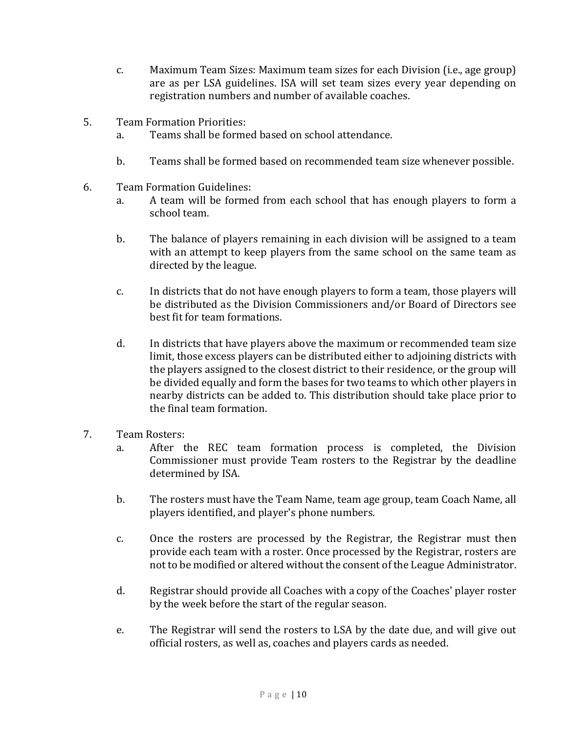c. Maximum Team Sizes: Maximum team sizes for each Division (i.e., age group) are as per LSA guidelines. ISA will set team sizes every year depending on registration numbers and number of available coaches.

5. Team Formation Priorities:
   a. Teams shall be formed based on school attendance.

   b. Teams shall be formed based on recommended team size whenever possible.

6. Team Formation Guidelines:
   a. A team will be formed from each school that has enough players to form a school team.

   b. The balance of players remaining in each division will be assigned to a team with an attempt to keep players from the same school on the same team as directed by the league.

   c. In districts that do not have enough players to form a team, those players will be distributed as the Division Commissioners and/or Board of Directors see best fit for team formations.

   d. In districts that have players above the maximum or recommended team size limit, those excess players can be distributed either to adjoining districts with the players assigned to the closest district to their residence, or the group will be divided equally and form the bases for two teams to which other players in nearby districts can be added to. This distribution should take place prior to the final team formation.

7. Team Rosters:
   a. After the REC team formation process is completed, the Division Commissioner must provide Team rosters to the Registrar by the deadline determined by ISA.

   b. The rosters must have the Team Name, team age group, team Coach Name, all players identified, and player's phone numbers.

   c. Once the rosters are processed by the Registrar, the Registrar must then provide each team with a roster. Once processed by the Registrar, rosters are not to be modified or altered without the consent of the League Administrator.

   d. Registrar should provide all Coaches with a copy of the Coaches' player roster by the week before the start of the regular season.

   e. The Registrar will send the rosters to LSA by the date due, and will give out official rosters, as well as, coaches and players cards as needed.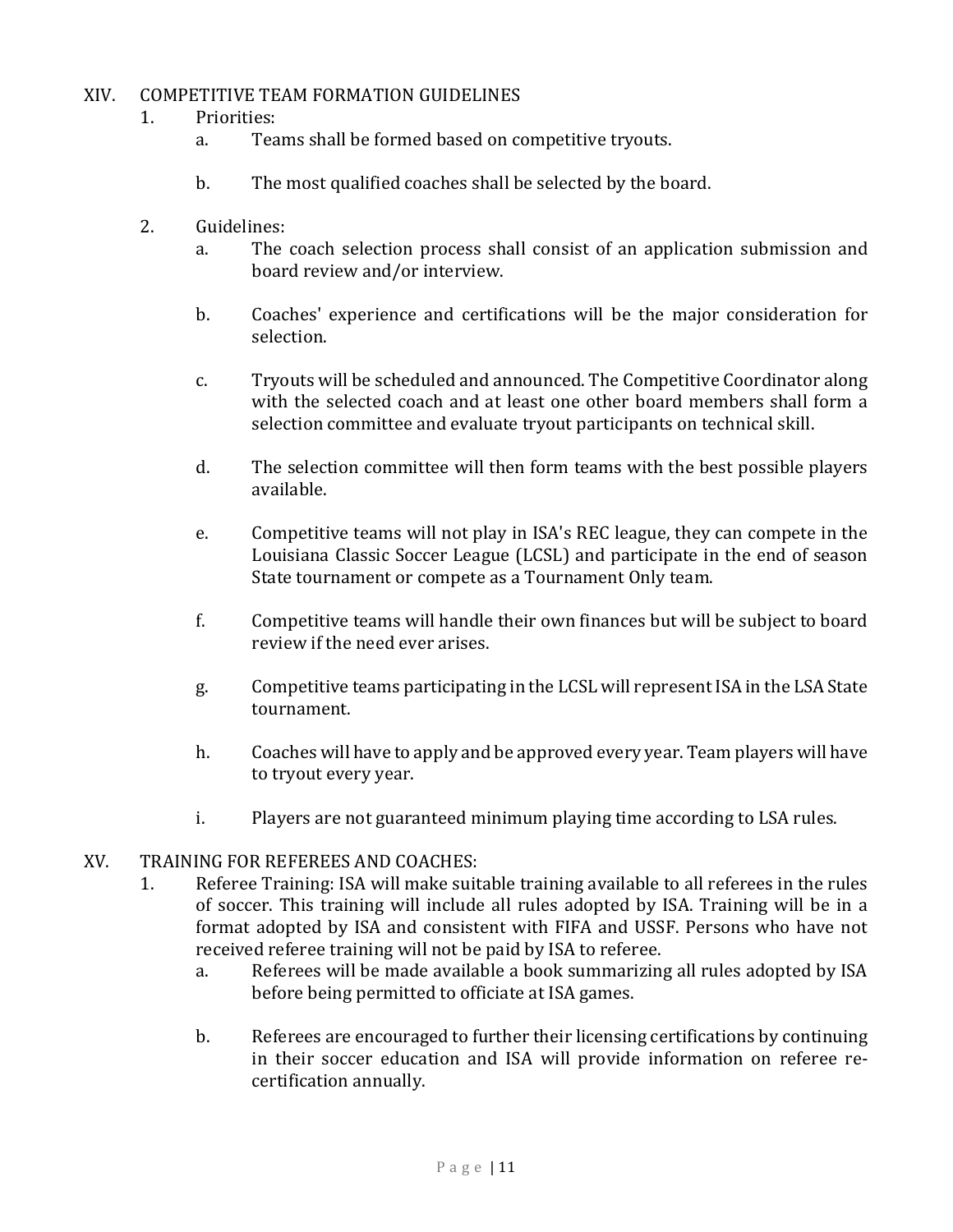## XIV. COMPETITIVE TEAM FORMATION GUIDELINES

1. Priorities:
   a. Teams shall be formed based on competitive tryouts.

   b. The most qualified coaches shall be selected by the board.

2. Guidelines:
   a. The coach selection process shall consist of an application submission and board review and/or interview.

   b. Coaches' experience and certifications will be the major consideration for selection.

   c. Tryouts will be scheduled and announced. The Competitive Coordinator along with the selected coach and at least one other board members shall form a selection committee and evaluate tryout participants on technical skill.

   d. The selection committee will then form teams with the best possible players available.

   e. Competitive teams will not play in ISA's REC league, they can compete in the Louisiana Classic Soccer League (LCSL) and participate in the end of season State tournament or compete as a Tournament Only team.

   f. Competitive teams will handle their own finances but will be subject to board review if the need ever arises.

   g. Competitive teams participating in the LCSL will represent ISA in the LSA State tournament.

   h. Coaches will have to apply and be approved every year. Team players will have to tryout every year.

   i. Players are not guaranteed minimum playing time according to LSA rules.

## XV. TRAINING FOR REFEREES AND COACHES:

1. Referee Training: ISA will make suitable training available to all referees in the rules of soccer. This training will include all rules adopted by ISA. Training will be in a format adopted by ISA and consistent with FIFA and USSF. Persons who have not received referee training will not be paid by ISA to referee.
   a. Referees will be made available a book summarizing all rules adopted by ISA before being permitted to officiate at ISA games.

   b. Referees are encouraged to further their licensing certifications by continuing in their soccer education and ISA will provide information on referee re-certification annually.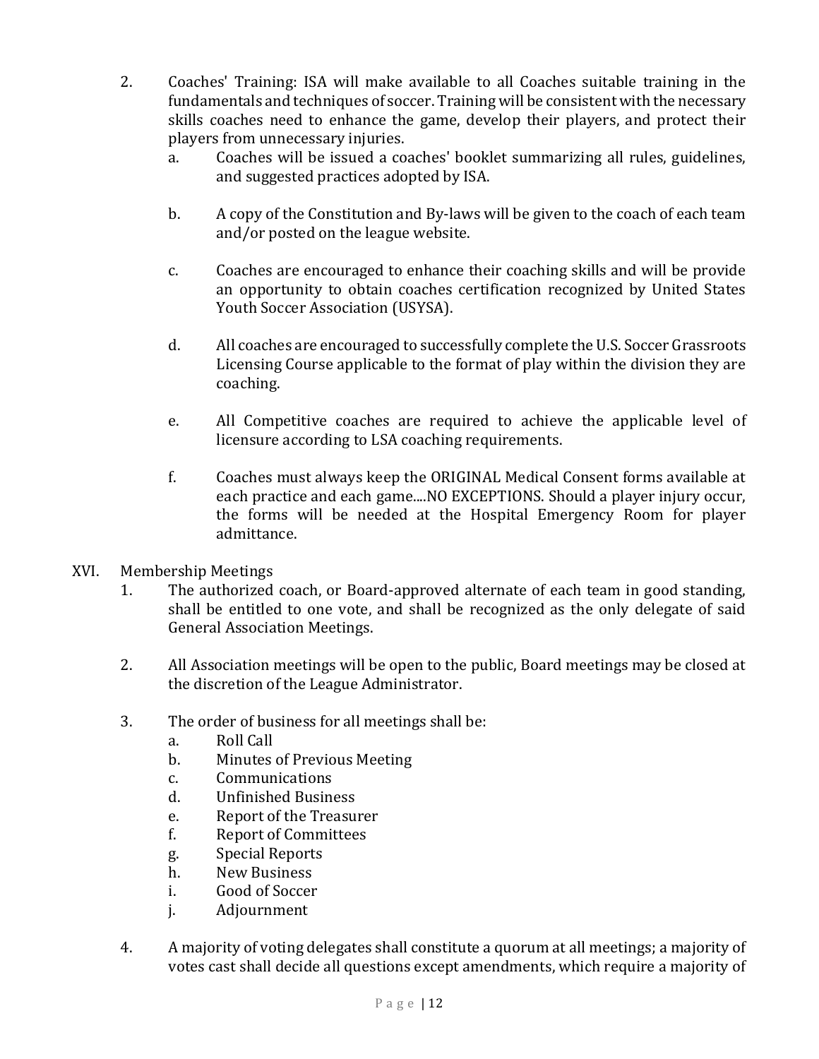2. Coaches' Training: ISA will make available to all Coaches suitable training in the fundamentals and techniques of soccer. Training will be consistent with the necessary skills coaches need to enhance the game, develop their players, and protect their players from unnecessary injuries.

   a. Coaches will be issued a coaches' booklet summarizing all rules, guidelines, and suggested practices adopted by ISA.

   b. A copy of the Constitution and By-laws will be given to the coach of each team and/or posted on the league website.

   c. Coaches are encouraged to enhance their coaching skills and will be provide an opportunity to obtain coaches certification recognized by United States Youth Soccer Association (USYSA).

   d. All coaches are encouraged to successfully complete the U.S. Soccer Grassroots Licensing Course applicable to the format of play within the division they are coaching.

   e. All Competitive coaches are required to achieve the applicable level of licensure according to LSA coaching requirements.

   f. Coaches must always keep the ORIGINAL Medical Consent forms available at each practice and each game....NO EXCEPTIONS. Should a player injury occur, the forms will be needed at the Hospital Emergency Room for player admittance.

## XVI. Membership Meetings

1. The authorized coach, or Board-approved alternate of each team in good standing, shall be entitled to one vote, and shall be recognized as the only delegate of said General Association Meetings.

2. All Association meetings will be open to the public, Board meetings may be closed at the discretion of the League Administrator.

3. The order of business for all meetings shall be:
   a. Roll Call
   b. Minutes of Previous Meeting
   c. Communications
   d. Unfinished Business
   e. Report of the Treasurer
   f. Report of Committees
   g. Special Reports
   h. New Business
   i. Good of Soccer
   j. Adjournment

4. A majority of voting delegates shall constitute a quorum at all meetings; a majority of votes cast shall decide all questions except amendments, which require a majority of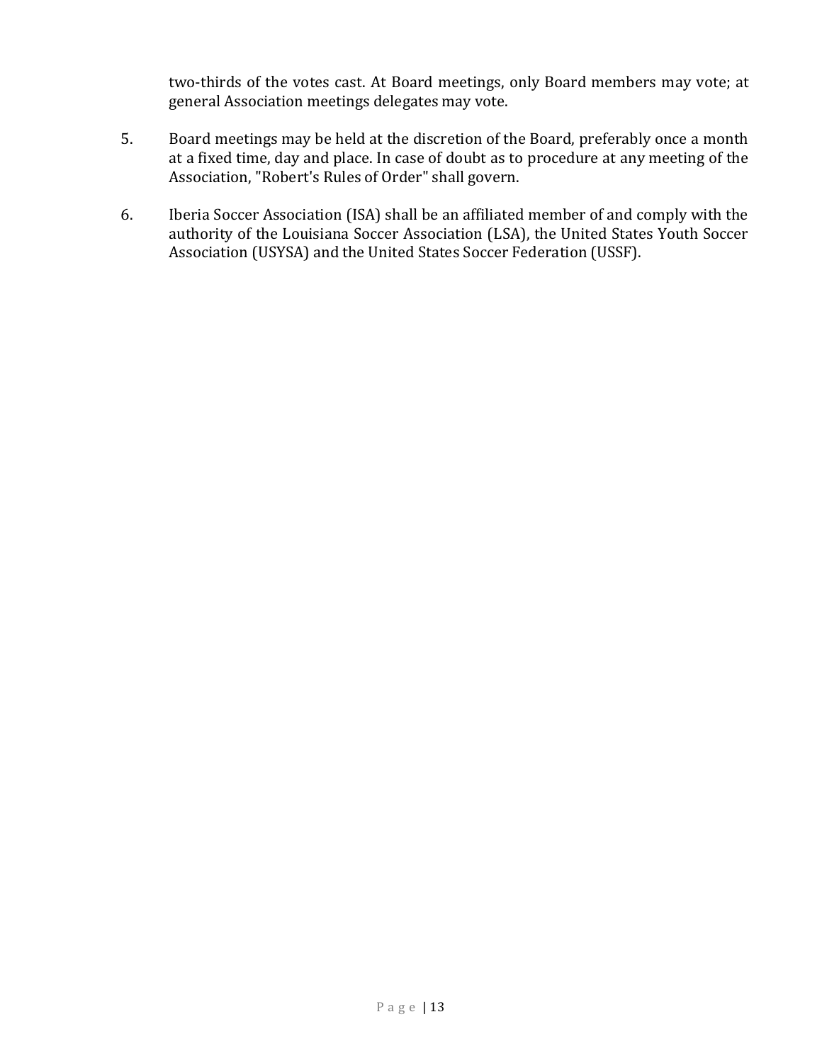two-thirds of the votes cast. At Board meetings, only Board members may vote; at general Association meetings delegates may vote.

5. Board meetings may be held at the discretion of the Board, preferably once a month at a fixed time, day and place. In case of doubt as to procedure at any meeting of the Association, "Robert's Rules of Order" shall govern.

6. Iberia Soccer Association (ISA) shall be an affiliated member of and comply with the authority of the Louisiana Soccer Association (LSA), the United States Youth Soccer Association (USYSA) and the United States Soccer Federation (USSF).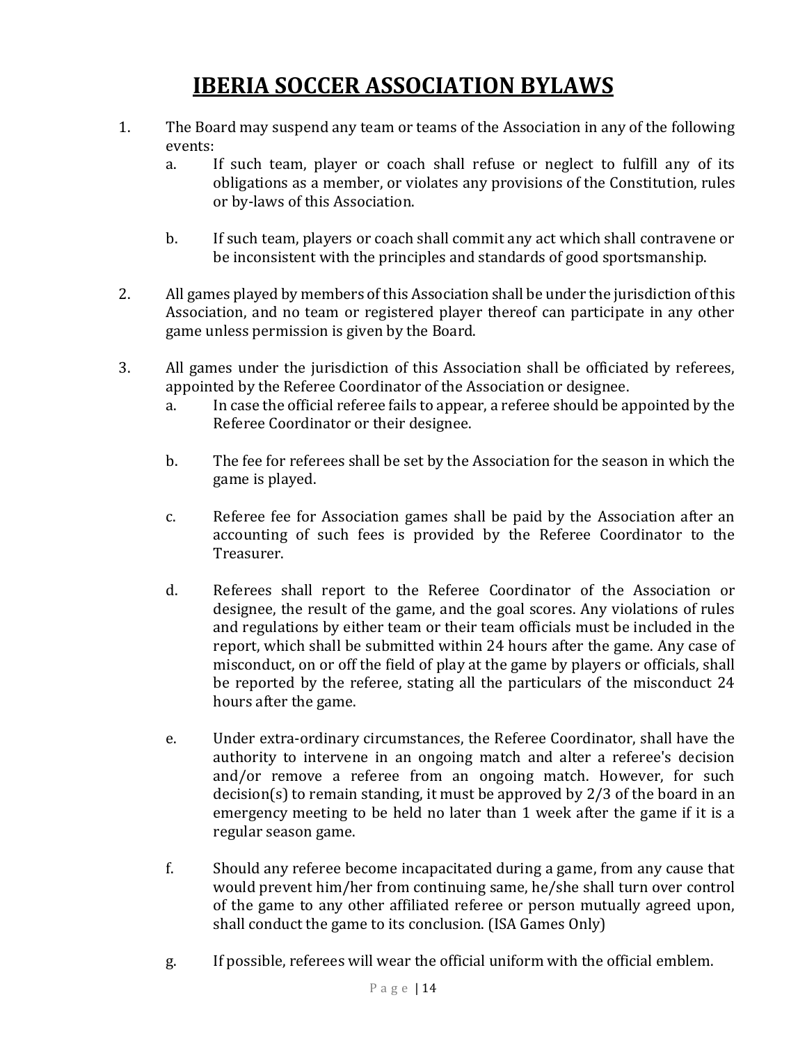# IBERIA SOCCER ASSOCIATION BYLAWS

1. The Board may suspend any team or teams of the Association in any of the following events:
   a. If such team, player or coach shall refuse or neglect to fulfill any of its obligations as a member, or violates any provisions of the Constitution, rules or by-laws of this Association.

   b. If such team, players or coach shall commit any act which shall contravene or be inconsistent with the principles and standards of good sportsmanship.

2. All games played by members of this Association shall be under the jurisdiction of this Association, and no team or registered player thereof can participate in any other game unless permission is given by the Board.

3. All games under the jurisdiction of this Association shall be officiated by referees, appointed by the Referee Coordinator of the Association or designee.
   a. In case the official referee fails to appear, a referee should be appointed by the Referee Coordinator or their designee.

   b. The fee for referees shall be set by the Association for the season in which the game is played.

   c. Referee fee for Association games shall be paid by the Association after an accounting of such fees is provided by the Referee Coordinator to the Treasurer.

   d. Referees shall report to the Referee Coordinator of the Association or designee, the result of the game, and the goal scores. Any violations of rules and regulations by either team or their team officials must be included in the report, which shall be submitted within 24 hours after the game. Any case of misconduct, on or off the field of play at the game by players or officials, shall be reported by the referee, stating all the particulars of the misconduct 24 hours after the game.

   e. Under extra-ordinary circumstances, the Referee Coordinator, shall have the authority to intervene in an ongoing match and alter a referee's decision and/or remove a referee from an ongoing match. However, for such decision(s) to remain standing, it must be approved by 2/3 of the board in an emergency meeting to be held no later than 1 week after the game if it is a regular season game.

   f. Should any referee become incapacitated during a game, from any cause that would prevent him/her from continuing same, he/she shall turn over control of the game to any other affiliated referee or person mutually agreed upon, shall conduct the game to its conclusion. (ISA Games Only)

   g. If possible, referees will wear the official uniform with the official emblem.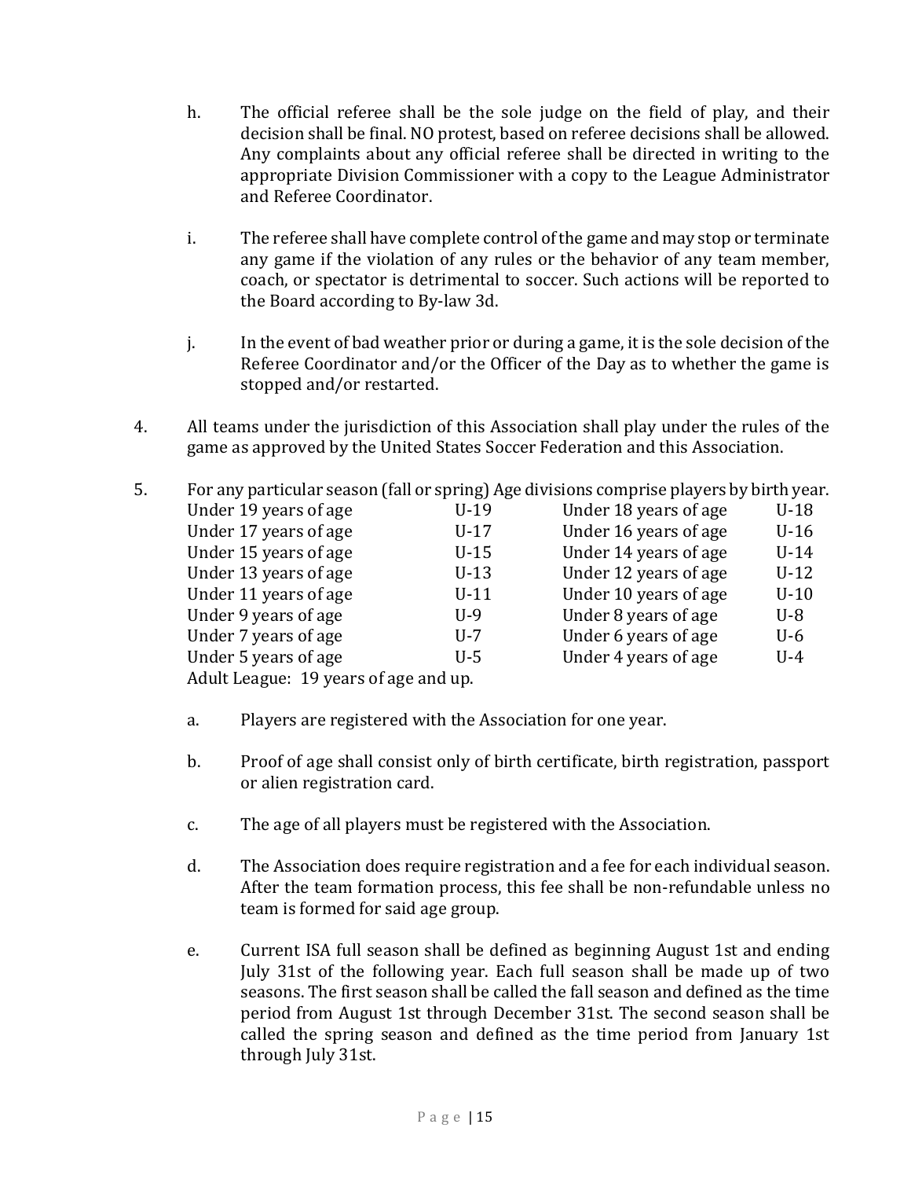h. The official referee shall be the sole judge on the field of play, and their decision shall be final. NO protest, based on referee decisions shall be allowed. Any complaints about any official referee shall be directed in writing to the appropriate Division Commissioner with a copy to the League Administrator and Referee Coordinator.

i. The referee shall have complete control of the game and may stop or terminate any game if the violation of any rules or the behavior of any team member, coach, or spectator is detrimental to soccer. Such actions will be reported to the Board according to By-law 3d.

j. In the event of bad weather prior or during a game, it is the sole decision of the Referee Coordinator and/or the Officer of the Day as to whether the game is stopped and/or restarted.

4. All teams under the jurisdiction of this Association shall play under the rules of the game as approved by the United States Soccer Federation and this Association.

5. For any particular season (fall or spring) Age divisions comprise players by birth year.

| | | | |
|---|---|---|---|
| Under 19 years of age | U-19 | Under 18 years of age | U-18 |
| Under 17 years of age | U-17 | Under 16 years of age | U-16 |
| Under 15 years of age | U-15 | Under 14 years of age | U-14 |
| Under 13 years of age | U-13 | Under 12 years of age | U-12 |
| Under 11 years of age | U-11 | Under 10 years of age | U-10 |
| Under 9 years of age | U-9 | Under 8 years of age | U-8 |
| Under 7 years of age | U-7 | Under 6 years of age | U-6 |
| Under 5 years of age | U-5 | Under 4 years of age | U-4 |

Adult League: 19 years of age and up.

a. Players are registered with the Association for one year.

b. Proof of age shall consist only of birth certificate, birth registration, passport or alien registration card.

c. The age of all players must be registered with the Association.

d. The Association does require registration and a fee for each individual season. After the team formation process, this fee shall be non-refundable unless no team is formed for said age group.

e. Current ISA full season shall be defined as beginning August 1st and ending July 31st of the following year. Each full season shall be made up of two seasons. The first season shall be called the fall season and defined as the time period from August 1st through December 31st. The second season shall be called the spring season and defined as the time period from January 1st through July 31st.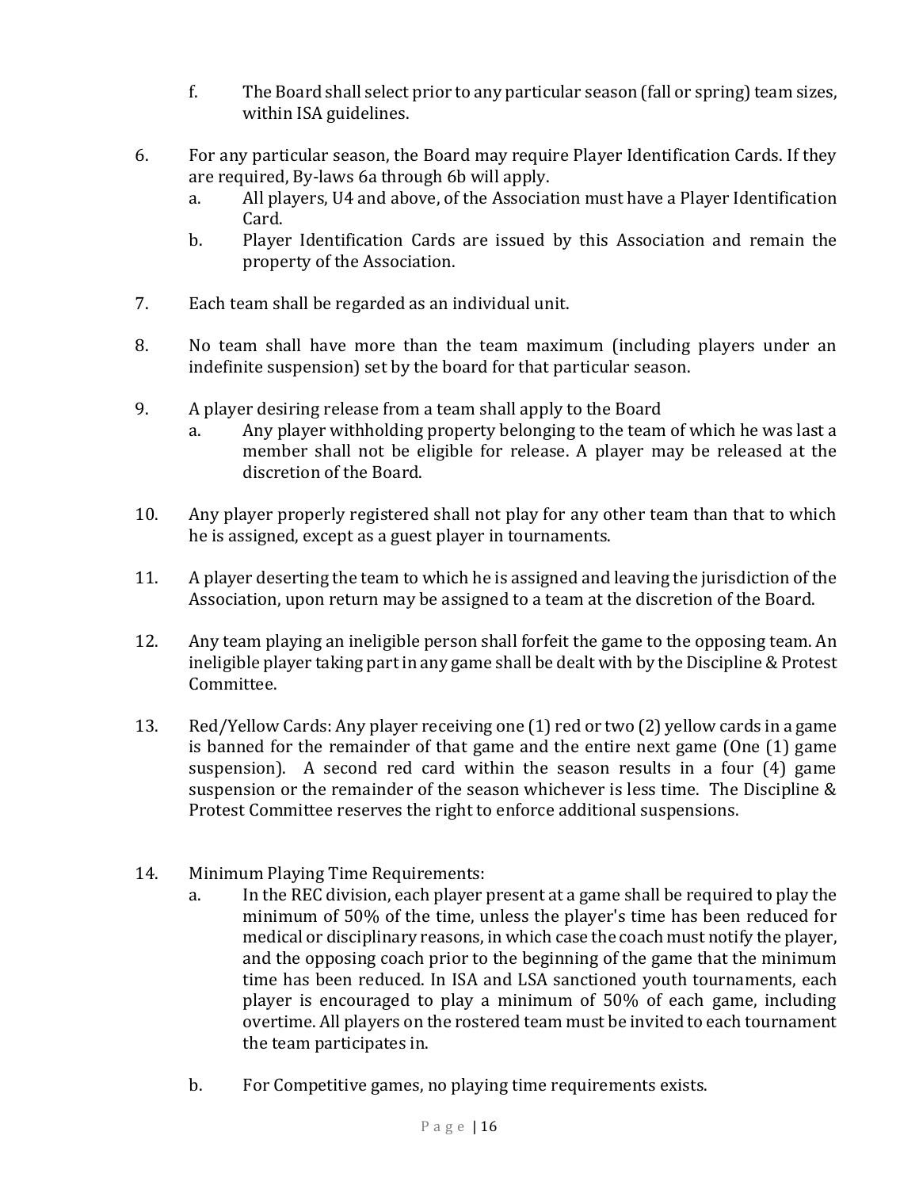f. The Board shall select prior to any particular season (fall or spring) team sizes, within ISA guidelines.

6. For any particular season, the Board may require Player Identification Cards. If they are required, By-laws 6a through 6b will apply.
   a. All players, U4 and above, of the Association must have a Player Identification Card.
   b. Player Identification Cards are issued by this Association and remain the property of the Association.

7. Each team shall be regarded as an individual unit.

8. No team shall have more than the team maximum (including players under an indefinite suspension) set by the board for that particular season.

9. A player desiring release from a team shall apply to the Board
   a. Any player withholding property belonging to the team of which he was last a member shall not be eligible for release. A player may be released at the discretion of the Board.

10. Any player properly registered shall not play for any other team than that to which he is assigned, except as a guest player in tournaments.

11. A player deserting the team to which he is assigned and leaving the jurisdiction of the Association, upon return may be assigned to a team at the discretion of the Board.

12. Any team playing an ineligible person shall forfeit the game to the opposing team. An ineligible player taking part in any game shall be dealt with by the Discipline & Protest Committee.

13. Red/Yellow Cards: Any player receiving one (1) red or two (2) yellow cards in a game is banned for the remainder of that game and the entire next game (One (1) game suspension). A second red card within the season results in a four (4) game suspension or the remainder of the season whichever is less time. The Discipline & Protest Committee reserves the right to enforce additional suspensions.

14. Minimum Playing Time Requirements:
    a. In the REC division, each player present at a game shall be required to play the minimum of 50% of the time, unless the player's time has been reduced for medical or disciplinary reasons, in which case the coach must notify the player, and the opposing coach prior to the beginning of the game that the minimum time has been reduced. In ISA and LSA sanctioned youth tournaments, each player is encouraged to play a minimum of 50% of each game, including overtime. All players on the rostered team must be invited to each tournament the team participates in.

    b. For Competitive games, no playing time requirements exists.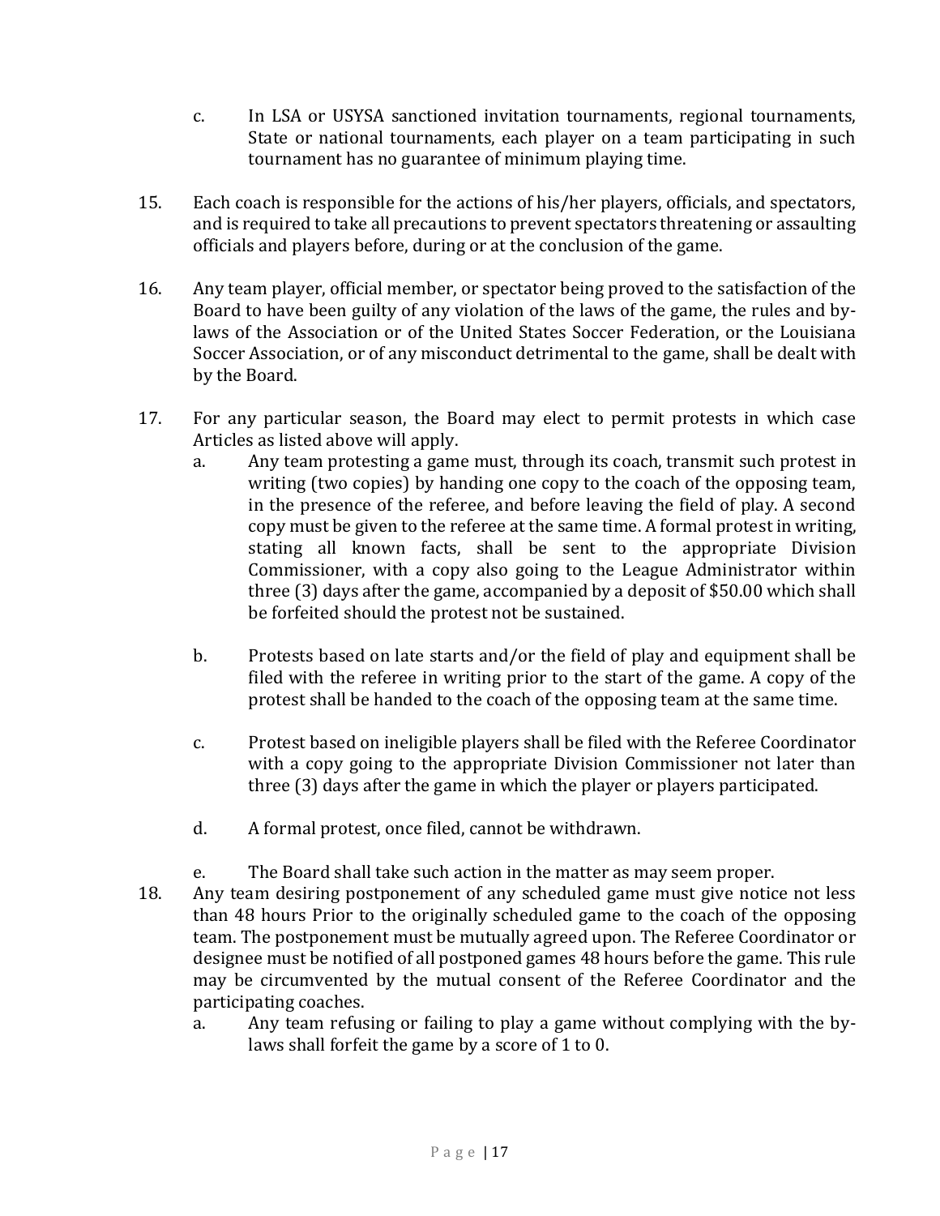c. In LSA or USYSA sanctioned invitation tournaments, regional tournaments, State or national tournaments, each player on a team participating in such tournament has no guarantee of minimum playing time.

15. Each coach is responsible for the actions of his/her players, officials, and spectators, and is required to take all precautions to prevent spectators threatening or assaulting officials and players before, during or at the conclusion of the game.

16. Any team player, official member, or spectator being proved to the satisfaction of the Board to have been guilty of any violation of the laws of the game, the rules and by-laws of the Association or of the United States Soccer Federation, or the Louisiana Soccer Association, or of any misconduct detrimental to the game, shall be dealt with by the Board.

17. For any particular season, the Board may elect to permit protests in which case Articles as listed above will apply.
    a. Any team protesting a game must, through its coach, transmit such protest in writing (two copies) by handing one copy to the coach of the opposing team, in the presence of the referee, and before leaving the field of play. A second copy must be given to the referee at the same time. A formal protest in writing, stating all known facts, shall be sent to the appropriate Division Commissioner, with a copy also going to the League Administrator within three (3) days after the game, accompanied by a deposit of $50.00 which shall be forfeited should the protest not be sustained.

    b. Protests based on late starts and/or the field of play and equipment shall be filed with the referee in writing prior to the start of the game. A copy of the protest shall be handed to the coach of the opposing team at the same time.

    c. Protest based on ineligible players shall be filed with the Referee Coordinator with a copy going to the appropriate Division Commissioner not later than three (3) days after the game in which the player or players participated.

    d. A formal protest, once filed, cannot be withdrawn.

    e. The Board shall take such action in the matter as may seem proper.

18. Any team desiring postponement of any scheduled game must give notice not less than 48 hours Prior to the originally scheduled game to the coach of the opposing team. The postponement must be mutually agreed upon. The Referee Coordinator or designee must be notified of all postponed games 48 hours before the game. This rule may be circumvented by the mutual consent of the Referee Coordinator and the participating coaches.
    a. Any team refusing or failing to play a game without complying with the by-laws shall forfeit the game by a score of 1 to 0.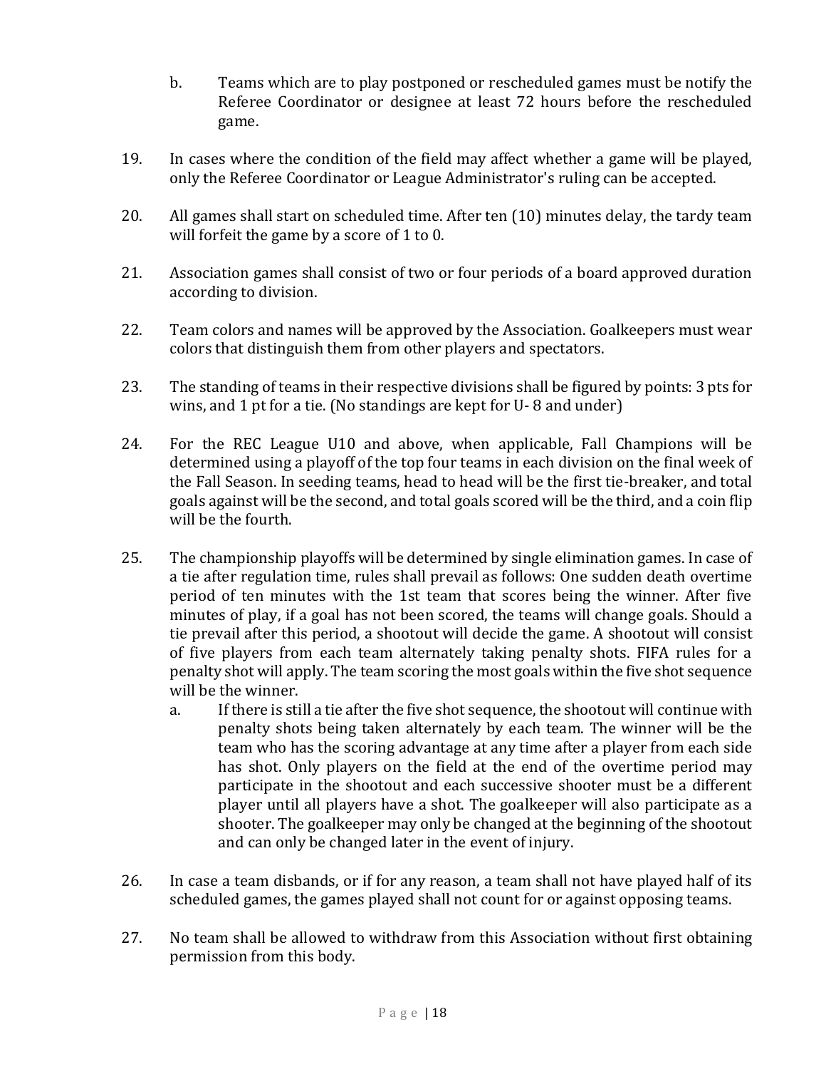b. Teams which are to play postponed or rescheduled games must be notify the Referee Coordinator or designee at least 72 hours before the rescheduled game.

19. In cases where the condition of the field may affect whether a game will be played, only the Referee Coordinator or League Administrator's ruling can be accepted.

20. All games shall start on scheduled time. After ten (10) minutes delay, the tardy team will forfeit the game by a score of 1 to 0.

21. Association games shall consist of two or four periods of a board approved duration according to division.

22. Team colors and names will be approved by the Association. Goalkeepers must wear colors that distinguish them from other players and spectators.

23. The standing of teams in their respective divisions shall be figured by points: 3 pts for wins, and 1 pt for a tie. (No standings are kept for U- 8 and under)

24. For the REC League U10 and above, when applicable, Fall Champions will be determined using a playoff of the top four teams in each division on the final week of the Fall Season. In seeding teams, head to head will be the first tie-breaker, and total goals against will be the second, and total goals scored will be the third, and a coin flip will be the fourth.

25. The championship playoffs will be determined by single elimination games. In case of a tie after regulation time, rules shall prevail as follows: One sudden death overtime period of ten minutes with the 1st team that scores being the winner. After five minutes of play, if a goal has not been scored, the teams will change goals. Should a tie prevail after this period, a shootout will decide the game. A shootout will consist of five players from each team alternately taking penalty shots. FIFA rules for a penalty shot will apply. The team scoring the most goals within the five shot sequence will be the winner.
    a. If there is still a tie after the five shot sequence, the shootout will continue with penalty shots being taken alternately by each team. The winner will be the team who has the scoring advantage at any time after a player from each side has shot. Only players on the field at the end of the overtime period may participate in the shootout and each successive shooter must be a different player until all players have a shot. The goalkeeper will also participate as a shooter. The goalkeeper may only be changed at the beginning of the shootout and can only be changed later in the event of injury.

26. In case a team disbands, or if for any reason, a team shall not have played half of its scheduled games, the games played shall not count for or against opposing teams.

27. No team shall be allowed to withdraw from this Association without first obtaining permission from this body.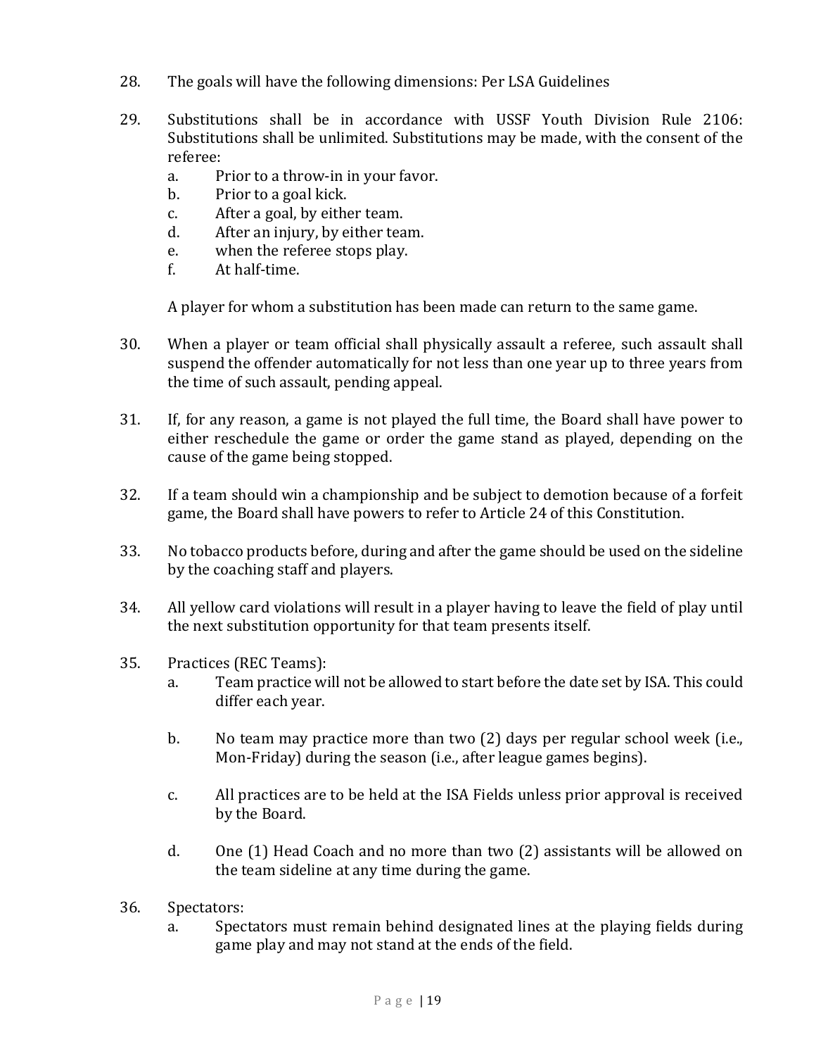28. The goals will have the following dimensions: Per LSA Guidelines

29. Substitutions shall be in accordance with USSF Youth Division Rule 2106: Substitutions shall be unlimited. Substitutions may be made, with the consent of the referee:
    a. Prior to a throw-in in your favor.
    b. Prior to a goal kick.
    c. After a goal, by either team.
    d. After an injury, by either team.
    e. when the referee stops play.
    f. At half-time.

    A player for whom a substitution has been made can return to the same game.

30. When a player or team official shall physically assault a referee, such assault shall suspend the offender automatically for not less than one year up to three years from the time of such assault, pending appeal.

31. If, for any reason, a game is not played the full time, the Board shall have power to either reschedule the game or order the game stand as played, depending on the cause of the game being stopped.

32. If a team should win a championship and be subject to demotion because of a forfeit game, the Board shall have powers to refer to Article 24 of this Constitution.

33. No tobacco products before, during and after the game should be used on the sideline by the coaching staff and players.

34. All yellow card violations will result in a player having to leave the field of play until the next substitution opportunity for that team presents itself.

35. Practices (REC Teams):
    a. Team practice will not be allowed to start before the date set by ISA. This could differ each year.

    b. No team may practice more than two (2) days per regular school week (i.e., Mon-Friday) during the season (i.e., after league games begins).

    c. All practices are to be held at the ISA Fields unless prior approval is received by the Board.

    d. One (1) Head Coach and no more than two (2) assistants will be allowed on the team sideline at any time during the game.

36. Spectators:
    a. Spectators must remain behind designated lines at the playing fields during game play and may not stand at the ends of the field.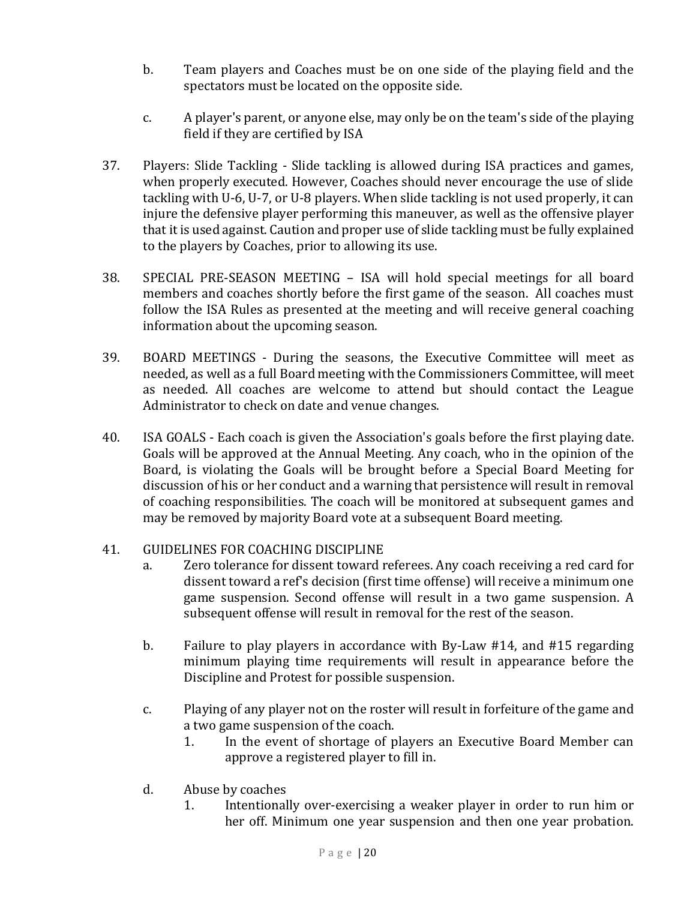b. Team players and Coaches must be on one side of the playing field and the spectators must be located on the opposite side.

c. A player's parent, or anyone else, may only be on the team's side of the playing field if they are certified by ISA

37. Players: Slide Tackling - Slide tackling is allowed during ISA practices and games, when properly executed. However, Coaches should never encourage the use of slide tackling with U-6, U-7, or U-8 players. When slide tackling is not used properly, it can injure the defensive player performing this maneuver, as well as the offensive player that it is used against. Caution and proper use of slide tackling must be fully explained to the players by Coaches, prior to allowing its use.

38. SPECIAL PRE-SEASON MEETING – ISA will hold special meetings for all board members and coaches shortly before the first game of the season. All coaches must follow the ISA Rules as presented at the meeting and will receive general coaching information about the upcoming season.

39. BOARD MEETINGS - During the seasons, the Executive Committee will meet as needed, as well as a full Board meeting with the Commissioners Committee, will meet as needed. All coaches are welcome to attend but should contact the League Administrator to check on date and venue changes.

40. ISA GOALS - Each coach is given the Association's goals before the first playing date. Goals will be approved at the Annual Meeting. Any coach, who in the opinion of the Board, is violating the Goals will be brought before a Special Board Meeting for discussion of his or her conduct and a warning that persistence will result in removal of coaching responsibilities. The coach will be monitored at subsequent games and may be removed by majority Board vote at a subsequent Board meeting.

41. GUIDELINES FOR COACHING DISCIPLINE

   a. Zero tolerance for dissent toward referees. Any coach receiving a red card for dissent toward a ref's decision (first time offense) will receive a minimum one game suspension. Second offense will result in a two game suspension. A subsequent offense will result in removal for the rest of the season.

   b. Failure to play players in accordance with By-Law #14, and #15 regarding minimum playing time requirements will result in appearance before the Discipline and Protest for possible suspension.

   c. Playing of any player not on the roster will result in forfeiture of the game and a two game suspension of the coach.

      1. In the event of shortage of players an Executive Board Member can approve a registered player to fill in.

   d. Abuse by coaches

      1. Intentionally over-exercising a weaker player in order to run him or her off. Minimum one year suspension and then one year probation.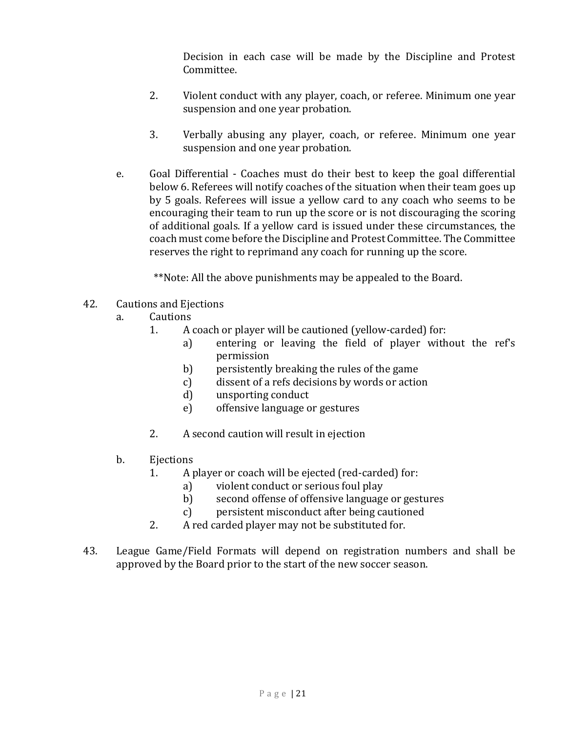Decision in each case will be made by the Discipline and Protest Committee.

2. Violent conduct with any player, coach, or referee. Minimum one year suspension and one year probation.

3. Verbally abusing any player, coach, or referee. Minimum one year suspension and one year probation.

e. Goal Differential - Coaches must do their best to keep the goal differential below 6. Referees will notify coaches of the situation when their team goes up by 5 goals. Referees will issue a yellow card to any coach who seems to be encouraging their team to run up the score or is not discouraging the scoring of additional goals. If a yellow card is issued under these circumstances, the coach must come before the Discipline and Protest Committee. The Committee reserves the right to reprimand any coach for running up the score.

**Note: All the above punishments may be appealed to the Board.

42. Cautions and Ejections
   a. Cautions
      1. A coach or player will be cautioned (yellow-carded) for:
         a) entering or leaving the field of player without the ref's permission
         b) persistently breaking the rules of the game
         c) dissent of a refs decisions by words or action
         d) unsporting conduct
         e) offensive language or gestures

      2. A second caution will result in ejection

   b. Ejections
      1. A player or coach will be ejected (red-carded) for:
         a) violent conduct or serious foul play
         b) second offense of offensive language or gestures
         c) persistent misconduct after being cautioned
      2. A red carded player may not be substituted for.

43. League Game/Field Formats will depend on registration numbers and shall be approved by the Board prior to the start of the new soccer season.